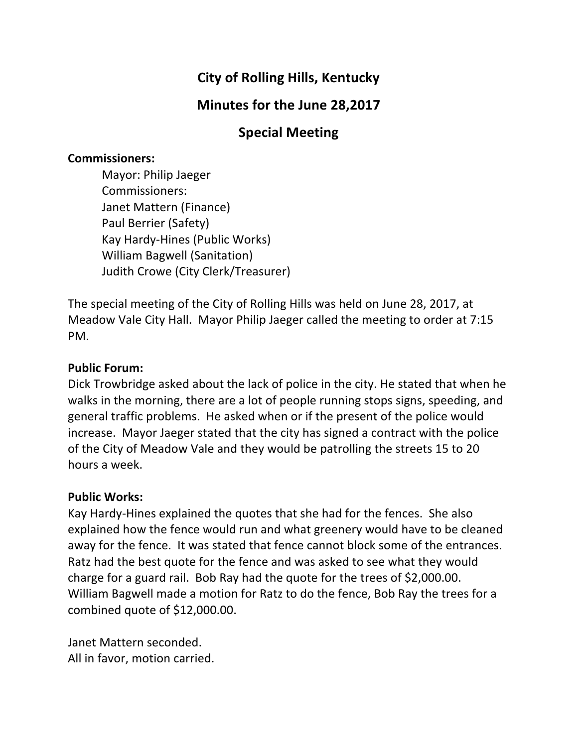# City of Rolling Hills, Kentucky

## Minutes for the June 28,2017

## Special Meeting

**Commissioners:**

Mayor: Philip Jaeger
Commissioners:
Janet Mattern (Finance)
Paul Berrier (Safety)
Kay Hardy-Hines (Public Works)
William Bagwell (Sanitation)
Judith Crowe (City Clerk/Treasurer)

The special meeting of the City of Rolling Hills was held on June 28, 2017, at Meadow Vale City Hall. Mayor Philip Jaeger called the meeting to order at 7:15 PM.

**Public Forum:**

Dick Trowbridge asked about the lack of police in the city. He stated that when he walks in the morning, there are a lot of people running stops signs, speeding, and general traffic problems. He asked when or if the present of the police would increase. Mayor Jaeger stated that the city has signed a contract with the police of the City of Meadow Vale and they would be patrolling the streets 15 to 20 hours a week.

**Public Works:**

Kay Hardy-Hines explained the quotes that she had for the fences. She also explained how the fence would run and what greenery would have to be cleaned away for the fence. It was stated that fence cannot block some of the entrances. Ratz had the best quote for the fence and was asked to see what they would charge for a guard rail. Bob Ray had the quote for the trees of $2,000.00. William Bagwell made a motion for Ratz to do the fence, Bob Ray the trees for a combined quote of $12,000.00.

Janet Mattern seconded.
All in favor, motion carried.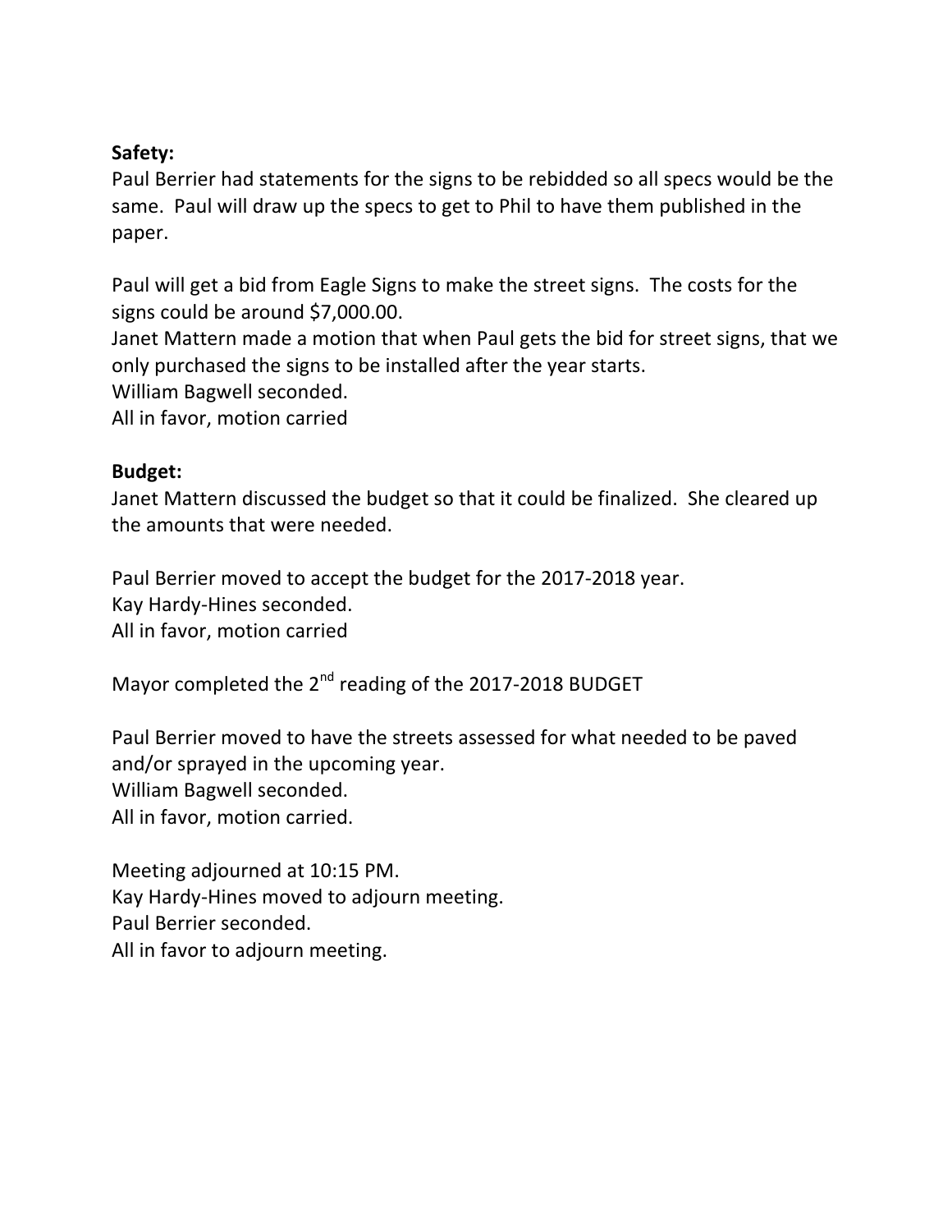**Safety:**

Paul Berrier had statements for the signs to be rebidded so all specs would be the same. Paul will draw up the specs to get to Phil to have them published in the paper.

Paul will get a bid from Eagle Signs to make the street signs. The costs for the signs could be around $7,000.00.
Janet Mattern made a motion that when Paul gets the bid for street signs, that we only purchased the signs to be installed after the year starts.
William Bagwell seconded.
All in favor, motion carried

**Budget:**

Janet Mattern discussed the budget so that it could be finalized. She cleared up the amounts that were needed.

Paul Berrier moved to accept the budget for the 2017-2018 year.
Kay Hardy-Hines seconded.
All in favor, motion carried

Mayor completed the 2nd reading of the 2017-2018 BUDGET

Paul Berrier moved to have the streets assessed for what needed to be paved and/or sprayed in the upcoming year.
William Bagwell seconded.
All in favor, motion carried.

Meeting adjourned at 10:15 PM.
Kay Hardy-Hines moved to adjourn meeting.
Paul Berrier seconded.
All in favor to adjourn meeting.